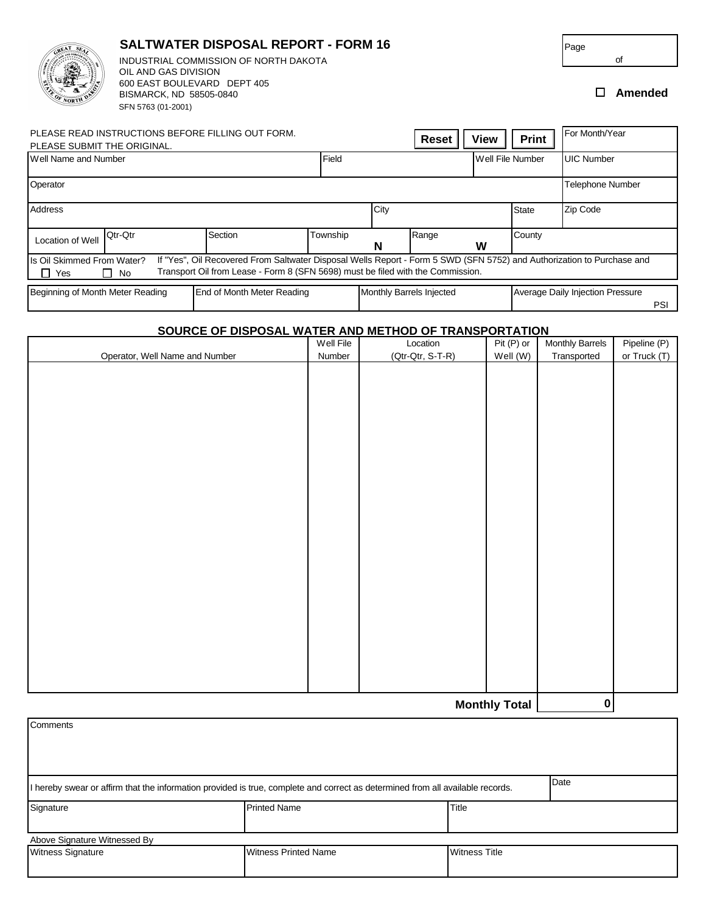# SALTWATER DISPOSAL REPORT - FORM 16

INDUSTRIAL COMMISSION OF NORTH DAKOTA
OIL AND GAS DIVISION
600 EAST BOULEVARD DEPT 405
BISMARCK, ND 58505-0840
SFN 5763 (01-2001)

Page ____ of ____

☐ **Amended**

PLEASE READ INSTRUCTIONS BEFORE FILLING OUT FORM.
PLEASE SUBMIT THE ORIGINAL.

**Reset** **View** **Print**

| For Month/Year | | | | |
|---|---|---|---|---|
| Well Name and Number | Field | Well File Number | UIC Number | |
| Operator | | | Telephone Number | |
| Address | City | State | Zip Code | |

| Location of Well | Qtr-Qtr | Section | Township N | Range W | County |
|---|---|---|---|---|---|
| | | | | | |

Is Oil Skimmed From Water? ☐ Yes ☐ No — If "Yes", Oil Recovered From Saltwater Disposal Wells Report - Form 5 SWD (SFN 5752) and Authorization to Purchase and Transport Oil from Lease - Form 8 (SFN 5698) must be filed with the Commission.

| Beginning of Month Meter Reading | End of Month Meter Reading | Monthly Barrels Injected | Average Daily Injection Pressure PSI |
|---|---|---|---|
| | | | |

## SOURCE OF DISPOSAL WATER AND METHOD OF TRANSPORTATION

| Operator, Well Name and Number | Well File Number | Location (Qtr-Qtr, S-T-R) | Pit (P) or Well (W) | Monthly Barrels Transported | Pipeline (P) or Truck (T) |
|---|---|---|---|---|---|
| | | | | | |
| | | | **Monthly Total** | 0 | |

Comments

I hereby swear or affirm that the information provided is true, complete and correct as determined from all available records.

Date

| Signature | Printed Name | Title |
|---|---|---|
| | | |

Above Signature Witnessed By

| Witness Signature | Witness Printed Name | Witness Title |
|---|---|---|
| | | |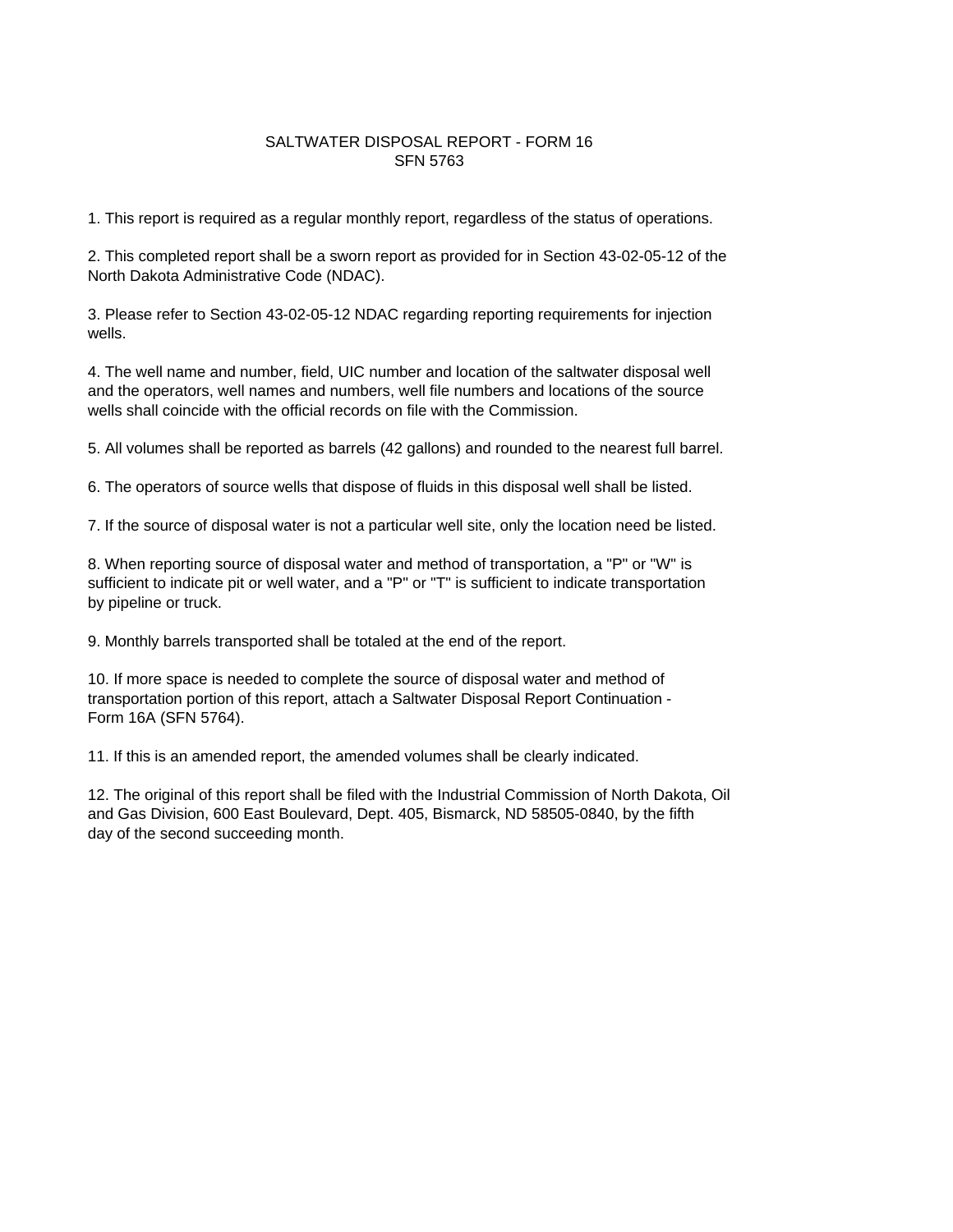# SALTWATER DISPOSAL REPORT - FORM 16
## SFN 5763

1. This report is required as a regular monthly report, regardless of the status of operations.

2. This completed report shall be a sworn report as provided for in Section 43-02-05-12 of the North Dakota Administrative Code (NDAC).

3. Please refer to Section 43-02-05-12 NDAC regarding reporting requirements for injection wells.

4. The well name and number, field, UIC number and location of the saltwater disposal well and the operators, well names and numbers, well file numbers and locations of the source wells shall coincide with the official records on file with the Commission.

5. All volumes shall be reported as barrels (42 gallons) and rounded to the nearest full barrel.

6. The operators of source wells that dispose of fluids in this disposal well shall be listed.

7. If the source of disposal water is not a particular well site, only the location need be listed.

8. When reporting source of disposal water and method of transportation, a "P" or "W" is sufficient to indicate pit or well water, and a "P" or "T" is sufficient to indicate transportation by pipeline or truck.

9. Monthly barrels transported shall be totaled at the end of the report.

10. If more space is needed to complete the source of disposal water and method of transportation portion of this report, attach a Saltwater Disposal Report Continuation - Form 16A (SFN 5764).

11. If this is an amended report, the amended volumes shall be clearly indicated.

12. The original of this report shall be filed with the Industrial Commission of North Dakota, Oil and Gas Division, 600 East Boulevard, Dept. 405, Bismarck, ND 58505-0840, by the fifth day of the second succeeding month.